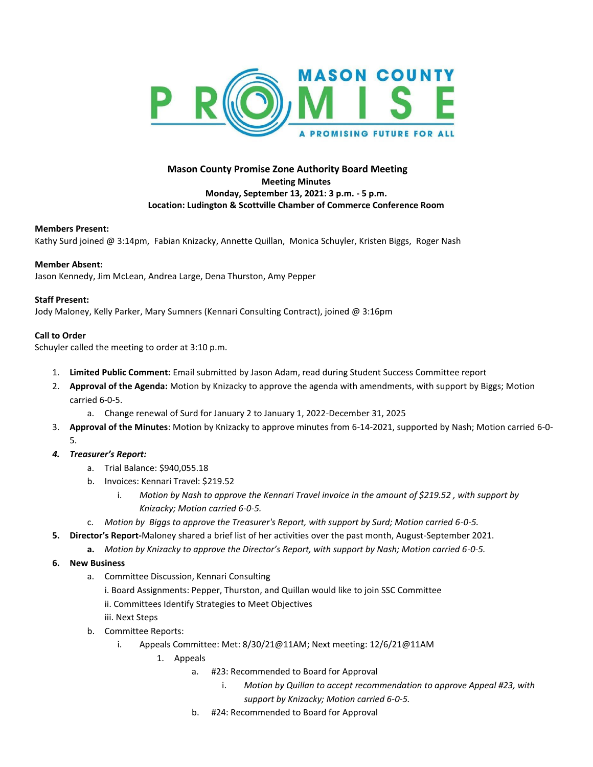# Mason County Promise Zone Authority Board Meeting

**Meeting Minutes**

**Monday, September 13, 2021: 3 p.m. - 5 p.m.**

**Location: Ludington & Scottville Chamber of Commerce Conference Room**

**Members Present:**

Kathy Surd joined @ 3:14pm, Fabian Knizacky, Annette Quillan, Monica Schuyler, Kristen Biggs, Roger Nash

**Member Absent:**

Jason Kennedy, Jim McLean, Andrea Large, Dena Thurston, Amy Pepper

**Staff Present:**

Jody Maloney, Kelly Parker, Mary Sumners (Kennari Consulting Contract), joined @ 3:16pm

**Call to Order**

Schuyler called the meeting to order at 3:10 p.m.

1. **Limited Public Comment:** Email submitted by Jason Adam, read during Student Success Committee report
2. **Approval of the Agenda:** Motion by Knizacky to approve the agenda with amendments, with support by Biggs; Motion carried 6-0-5.
   a. Change renewal of Surd for January 2 to January 1, 2022-December 31, 2025
3. **Approval of the Minutes**: Motion by Knizacky to approve minutes from 6-14-2021, supported by Nash; Motion carried 6-0-5.
4. ***Treasurer's Report:***
   a. Trial Balance: $940,055.18
   b. Invoices: Kennari Travel: $219.52
      i. *Motion by Nash to approve the Kennari Travel invoice in the amount of $219.52 , with support by Knizacky; Motion carried 6-0-5.*
   c. *Motion by Biggs to approve the Treasurer's Report, with support by Surd; Motion carried 6-0-5.*
5. **Director's Report-**Maloney shared a brief list of her activities over the past month, August-September 2021.
   **a.** *Motion by Knizacky to approve the Director's Report, with support by Nash; Motion carried 6-0-5.*
6. **New Business**
   a. Committee Discussion, Kennari Consulting
      i. Board Assignments: Pepper, Thurston, and Quillan would like to join SSC Committee
      ii. Committees Identify Strategies to Meet Objectives
      iii. Next Steps
   b. Committee Reports:
      i. Appeals Committee: Met: 8/30/21@11AM; Next meeting: 12/6/21@11AM
         1. Appeals
            a. #23: Recommended to Board for Approval
               i. *Motion by Quillan to accept recommendation to approve Appeal #23, with support by Knizacky; Motion carried 6-0-5.*
            b. #24: Recommended to Board for Approval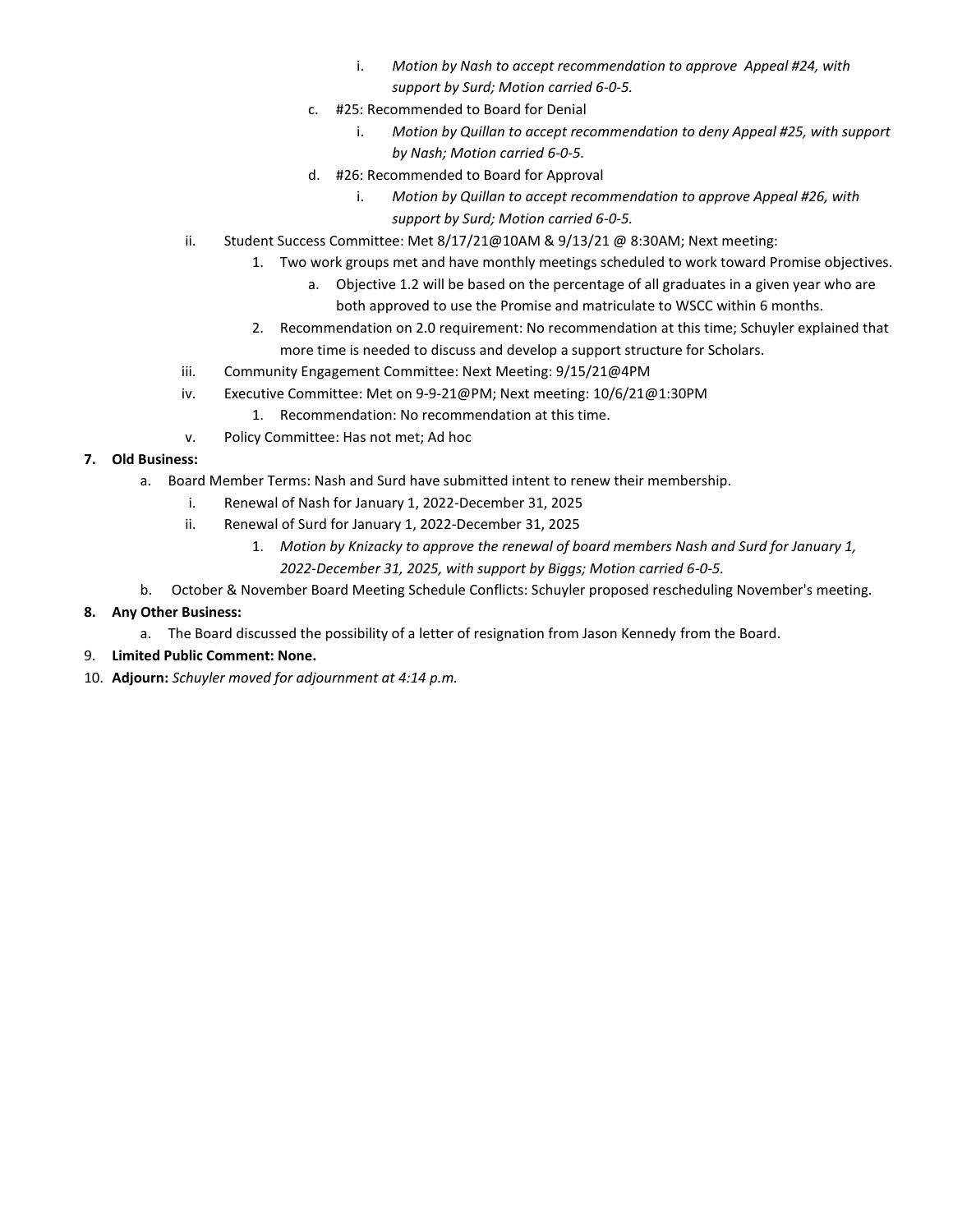i. *Motion by Nash to accept recommendation to approve Appeal #24, with support by Surd; Motion carried 6-0-5.*

      c. #25: Recommended to Board for Denial

            i. *Motion by Quillan to accept recommendation to deny Appeal #25, with support by Nash; Motion carried 6-0-5.*

      d. #26: Recommended to Board for Approval

            i. *Motion by Quillan to accept recommendation to approve Appeal #26, with support by Surd; Motion carried 6-0-5.*

   ii. Student Success Committee: Met 8/17/21@10AM & 9/13/21 @ 8:30AM; Next meeting:

      1. Two work groups met and have monthly meetings scheduled to work toward Promise objectives.
         a. Objective 1.2 will be based on the percentage of all graduates in a given year who are both approved to use the Promise and matriculate to WSCC within 6 months.
      2. Recommendation on 2.0 requirement: No recommendation at this time; Schuyler explained that more time is needed to discuss and develop a support structure for Scholars.

   iii. Community Engagement Committee: Next Meeting: 9/15/21@4PM

   iv. Executive Committee: Met on 9-9-21@PM; Next meeting: 10/6/21@1:30PM

      1. Recommendation: No recommendation at this time.

   v. Policy Committee: Has not met; Ad hoc

**7. Old Business:**

   a. Board Member Terms: Nash and Surd have submitted intent to renew their membership.

      i. Renewal of Nash for January 1, 2022-December 31, 2025

      ii. Renewal of Surd for January 1, 2022-December 31, 2025

         1. *Motion by Knizacky to approve the renewal of board members Nash and Surd for January 1, 2022-December 31, 2025, with support by Biggs; Motion carried 6-0-5.*

   b. October & November Board Meeting Schedule Conflicts: Schuyler proposed rescheduling November's meeting.

**8. Any Other Business:**

   a. The Board discussed the possibility of a letter of resignation from Jason Kennedy from the Board.

9. **Limited Public Comment: None.**

10. **Adjourn:** *Schuyler moved for adjournment at 4:14 p.m.*